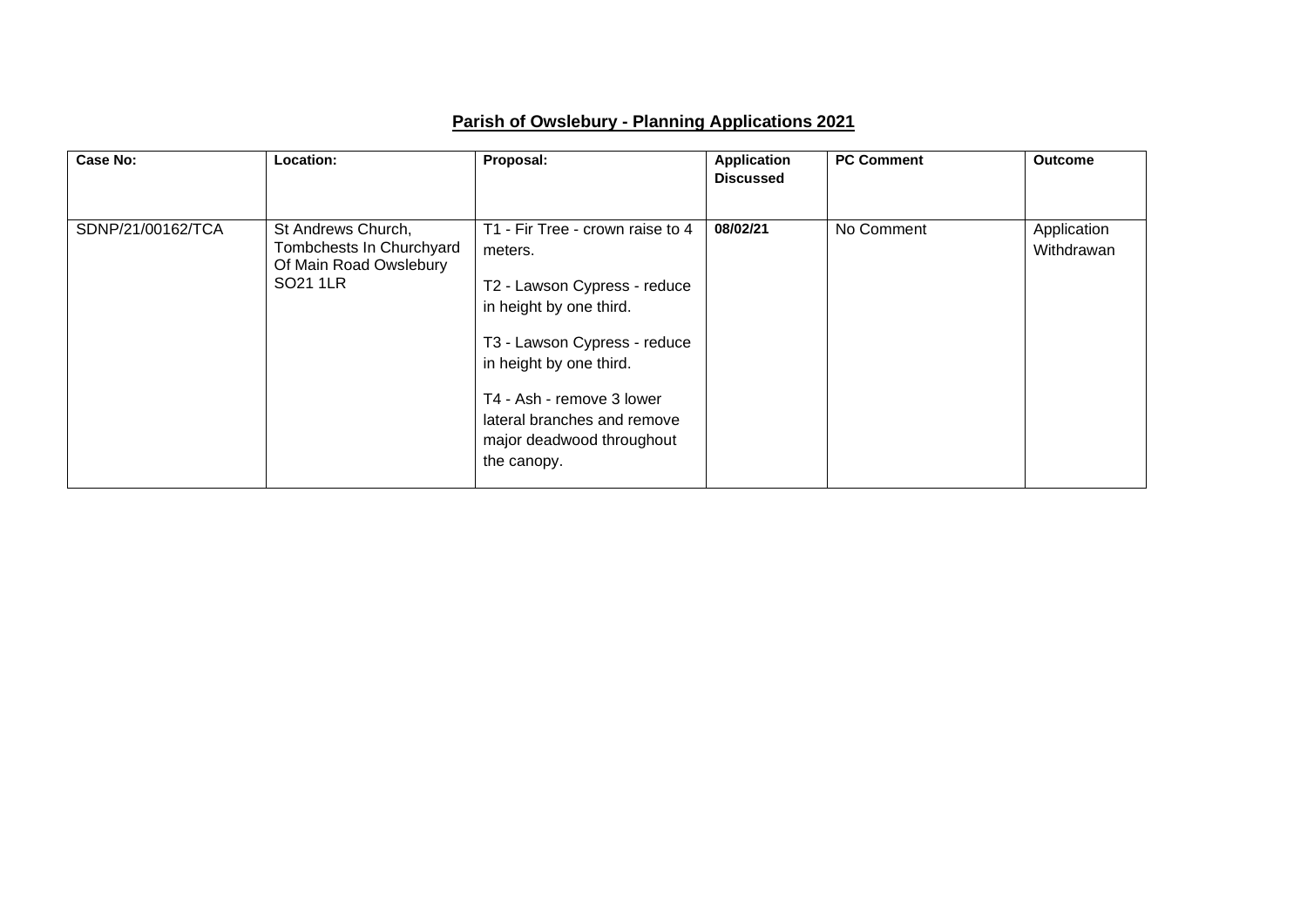## Parish of Owslebury - Planning Applications 2021

| Case No: | Location: | Proposal: | Application Discussed | PC Comment | Outcome |
|---|---|---|---|---|---|
| SDNP/21/00162/TCA | St Andrews Church, Tombchests In Churchyard Of Main Road Owslebury SO21 1LR | T1 - Fir Tree - crown raise to 4 meters.<br><br>T2 - Lawson Cypress - reduce in height by one third.<br><br>T3 - Lawson Cypress - reduce in height by one third.<br><br>T4 - Ash - remove 3 lower lateral branches and remove major deadwood throughout the canopy. | **08/02/21** | No Comment | Application Withdrawan |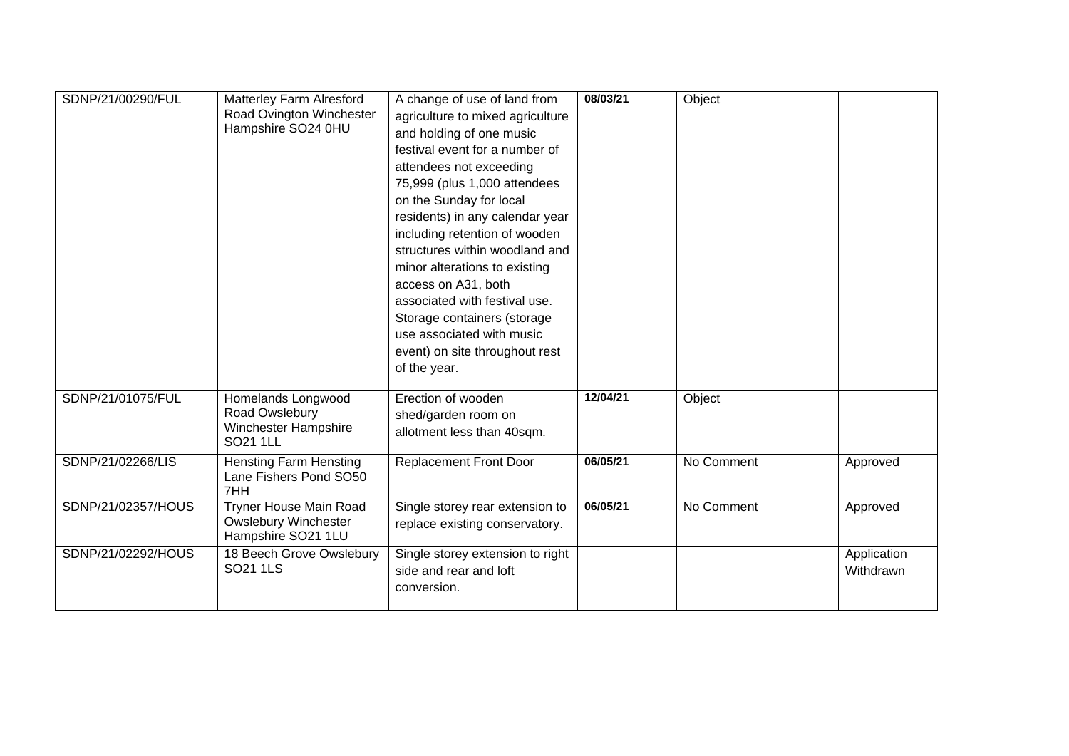| | | | | | |
|---|---|---|---|---|---|
| SDNP/21/00290/FUL | Matterley Farm Alresford Road Ovington Winchester Hampshire SO24 0HU | A change of use of land from agriculture to mixed agriculture and holding of one music festival event for a number of attendees not exceeding 75,999 (plus 1,000 attendees on the Sunday for local residents) in any calendar year including retention of wooden structures within woodland and minor alterations to existing access on A31, both associated with festival use. Storage containers (storage use associated with music event) on site throughout rest of the year. | **08/03/21** | Object | |
| SDNP/21/01075/FUL | Homelands Longwood Road Owslebury Winchester Hampshire SO21 1LL | Erection of wooden shed/garden room on allotment less than 40sqm. | **12/04/21** | Object | |
| SDNP/21/02266/LIS | Hensting Farm Hensting Lane Fishers Pond SO50 7HH | Replacement Front Door | **06/05/21** | No Comment | Approved |
| SDNP/21/02357/HOUS | Tryner House Main Road Owslebury Winchester Hampshire SO21 1LU | Single storey rear extension to replace existing conservatory. | **06/05/21** | No Comment | Approved |
| SDNP/21/02292/HOUS | 18 Beech Grove Owslebury SO21 1LS | Single storey extension to right side and rear and loft conversion. | | | Application Withdrawn |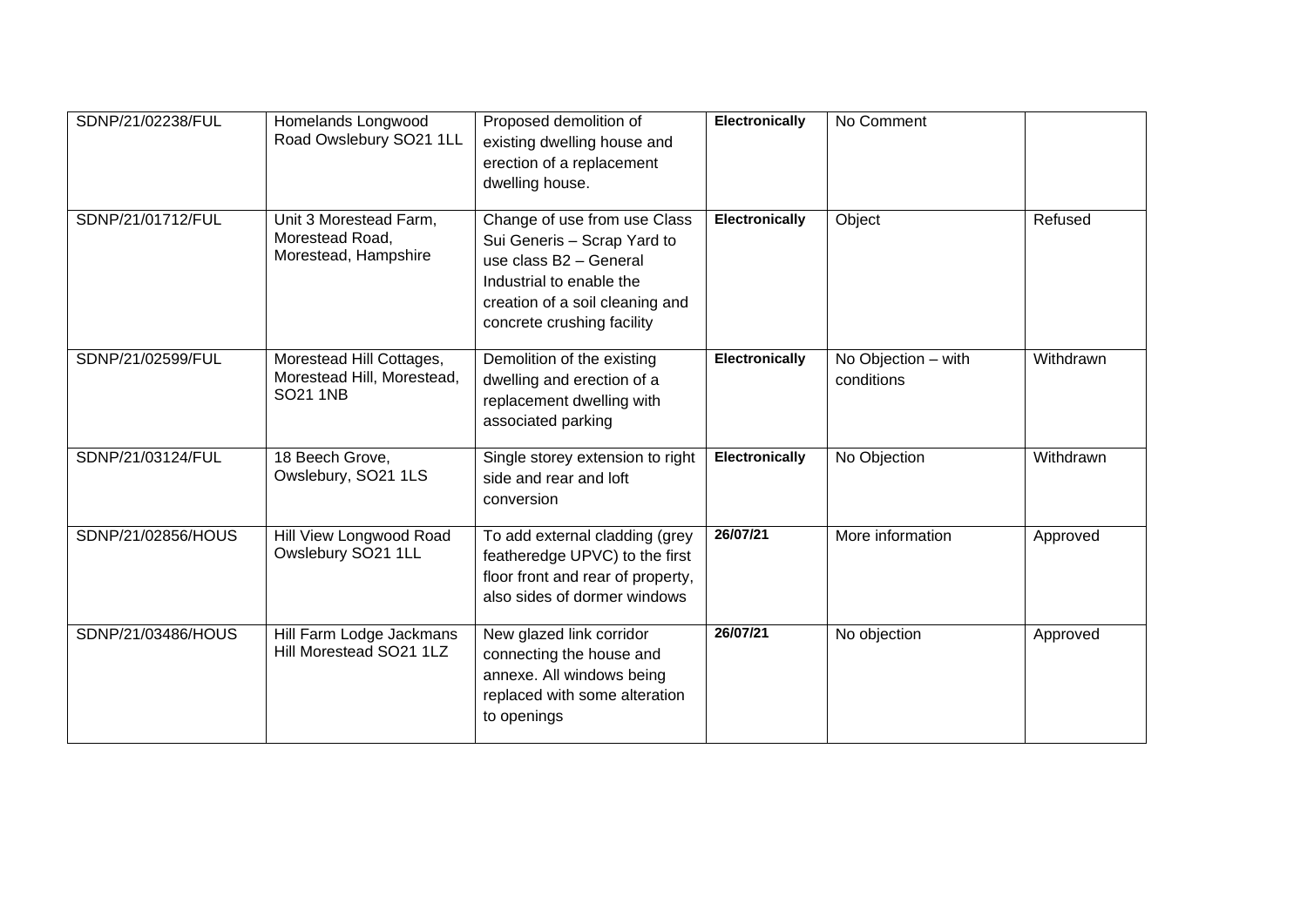| | | | | | |
|---|---|---|---|---|---|
| SDNP/21/02238/FUL | Homelands Longwood Road Owslebury SO21 1LL | Proposed demolition of existing dwelling house and erection of a replacement dwelling house. | **Electronically** | No Comment | |
| SDNP/21/01712/FUL | Unit 3 Morestead Farm, Morestead Road, Morestead, Hampshire | Change of use from use Class Sui Generis – Scrap Yard to use class B2 – General Industrial to enable the creation of a soil cleaning and concrete crushing facility | **Electronically** | Object | Refused |
| SDNP/21/02599/FUL | Morestead Hill Cottages, Morestead Hill, Morestead, SO21 1NB | Demolition of the existing dwelling and erection of a replacement dwelling with associated parking | **Electronically** | No Objection – with conditions | Withdrawn |
| SDNP/21/03124/FUL | 18 Beech Grove, Owslebury, SO21 1LS | Single storey extension to right side and rear and loft conversion | **Electronically** | No Objection | Withdrawn |
| SDNP/21/02856/HOUS | Hill View Longwood Road Owslebury SO21 1LL | To add external cladding (grey featheredge UPVC) to the first floor front and rear of property, also sides of dormer windows | **26/07/21** | More information | Approved |
| SDNP/21/03486/HOUS | Hill Farm Lodge Jackmans Hill Morestead SO21 1LZ | New glazed link corridor connecting the house and annexe. All windows being replaced with some alteration to openings | **26/07/21** | No objection | Approved |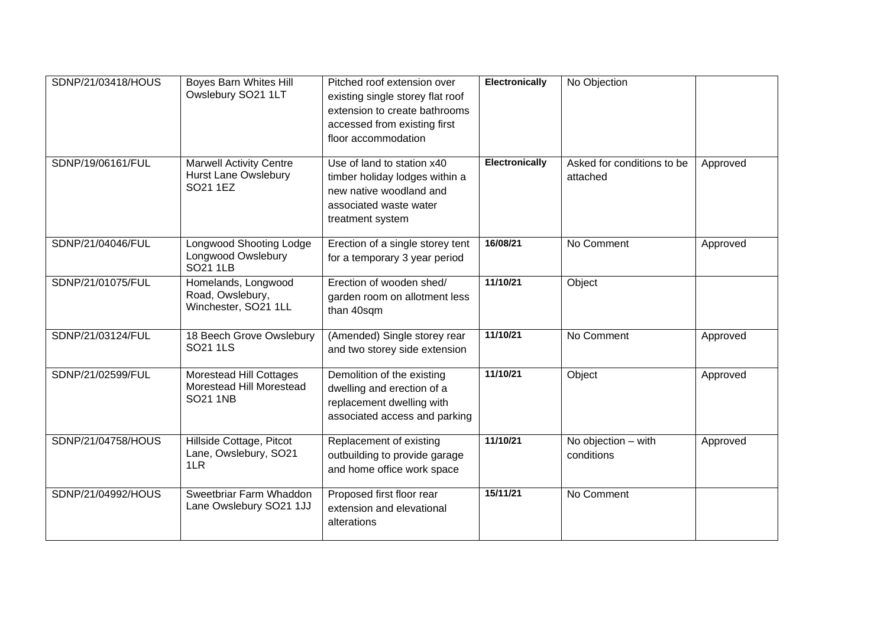| | | | | | |
|---|---|---|---|---|---|
| SDNP/21/03418/HOUS | Boyes Barn Whites Hill Owslebury SO21 1LT | Pitched roof extension over existing single storey flat roof extension to create bathrooms accessed from existing first floor accommodation | **Electronically** | No Objection | |
| SDNP/19/06161/FUL | Marwell Activity Centre Hurst Lane Owslebury SO21 1EZ | Use of land to station x40 timber holiday lodges within a new native woodland and associated waste water treatment system | **Electronically** | Asked for conditions to be attached | Approved |
| SDNP/21/04046/FUL | Longwood Shooting Lodge Longwood Owslebury SO21 1LB | Erection of a single storey tent for a temporary 3 year period | **16/08/21** | No Comment | Approved |
| SDNP/21/01075/FUL | Homelands, Longwood Road, Owslebury, Winchester, SO21 1LL | Erection of wooden shed/ garden room on allotment less than 40sqm | **11/10/21** | Object | |
| SDNP/21/03124/FUL | 18 Beech Grove Owslebury SO21 1LS | (Amended) Single storey rear and two storey side extension | **11/10/21** | No Comment | Approved |
| SDNP/21/02599/FUL | Morestead Hill Cottages Morestead Hill Morestead SO21 1NB | Demolition of the existing dwelling and erection of a replacement dwelling with associated access and parking | **11/10/21** | Object | Approved |
| SDNP/21/04758/HOUS | Hillside Cottage, Pitcot Lane, Owslebury, SO21 1LR | Replacement of existing outbuilding to provide garage and home office work space | **11/10/21** | No objection – with conditions | Approved |
| SDNP/21/04992/HOUS | Sweetbriar Farm Whaddon Lane Owslebury SO21 1JJ | Proposed first floor rear extension and elevational alterations | **15/11/21** | No Comment | |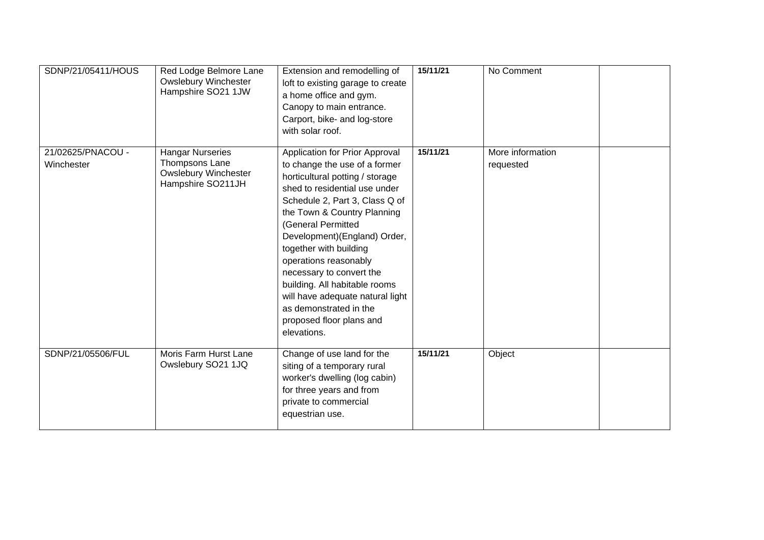| | | | | | |
|---|---|---|---|---|---|
| SDNP/21/05411/HOUS | Red Lodge Belmore Lane Owslebury Winchester Hampshire SO21 1JW | Extension and remodelling of loft to existing garage to create a home office and gym. Canopy to main entrance. Carport, bike- and log-store with solar roof. | 15/11/21 | No Comment | |
| 21/02625/PNACOU - Winchester | Hangar Nurseries Thompsons Lane Owslebury Winchester Hampshire SO211JH | Application for Prior Approval to change the use of a former horticultural potting / storage shed to residential use under Schedule 2, Part 3, Class Q of the Town & Country Planning (General Permitted Development)(England) Order, together with building operations reasonably necessary to convert the building. All habitable rooms will have adequate natural light as demonstrated in the proposed floor plans and elevations. | 15/11/21 | More information requested | |
| SDNP/21/05506/FUL | Moris Farm Hurst Lane Owslebury SO21 1JQ | Change of use land for the siting of a temporary rural worker's dwelling (log cabin) for three years and from private to commercial equestrian use. | 15/11/21 | Object | |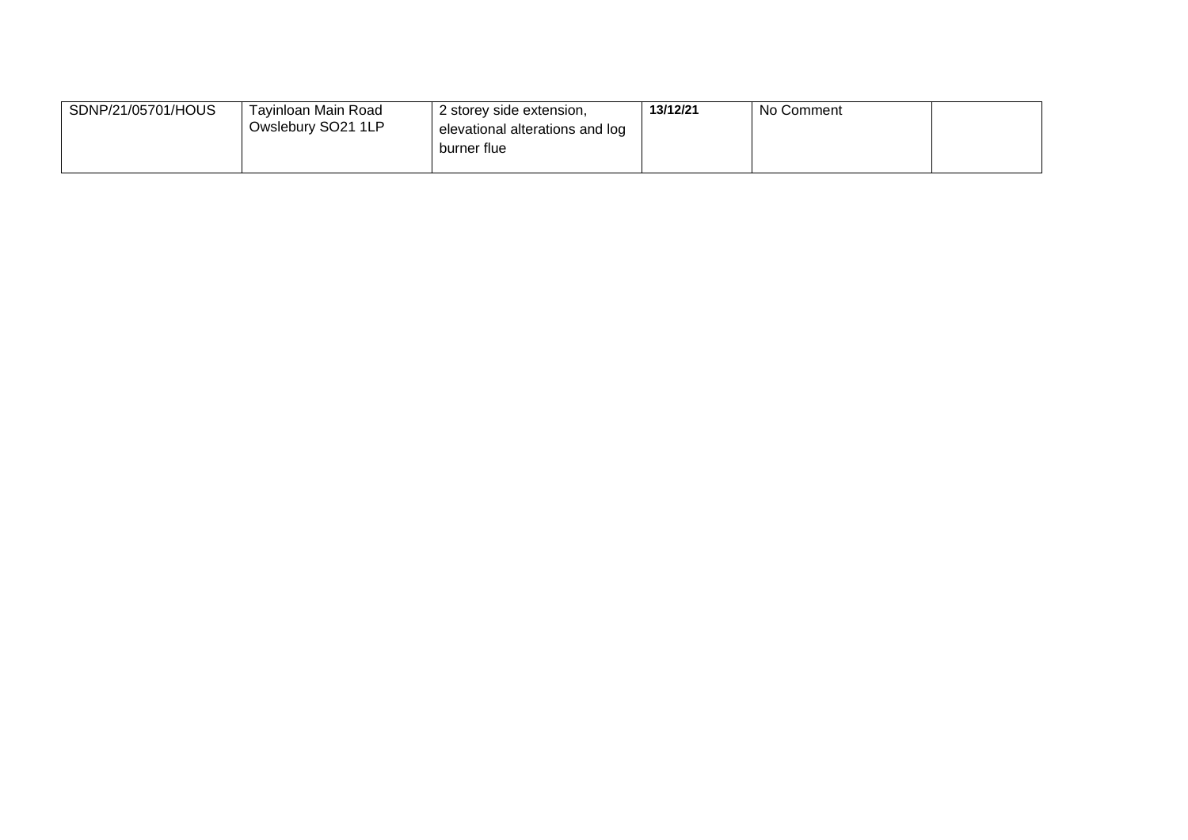| | | | | | |
|---|---|---|---|---|---|
| SDNP/21/05701/HOUS | Tayinloan Main Road Owslebury SO21 1LP | 2 storey side extension, elevational alterations and log burner flue | **13/12/21** | No Comment | |